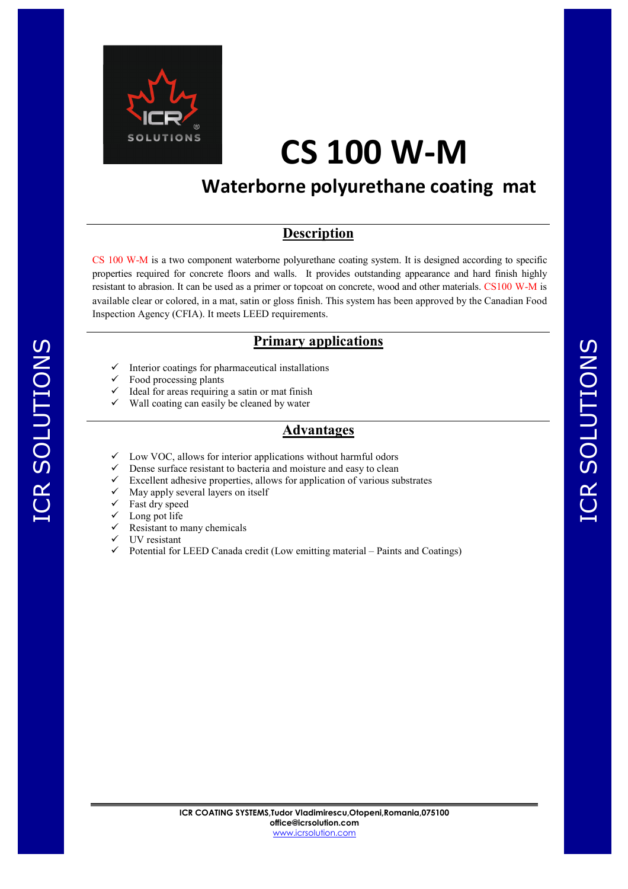# CS 100 W-M

## Waterborne polyurethane coating mat

## Description

CS 100 W-M is a two component waterborne polyurethane coating system. It is designed according to specific properties required for concrete floors and walls. It provides outstanding appearance and hard finish highly resistant to abrasion. It can be used as a primer or topcoat on concrete, wood and other materials. CS100 W-M is available clear or colored, in a mat, satin or gloss finish. This system has been approved by the Canadian Food Inspection Agency (CFIA). It meets LEED requirements.

## Primary applications

- ✓ Interior coatings for pharmaceutical installations
- ✓ Food processing plants
- ✓ Ideal for areas requiring a satin or mat finish
- ✓ Wall coating can easily be cleaned by water

## Advantages

- ✓ Low VOC, allows for interior applications without harmful odors
- ✓ Dense surface resistant to bacteria and moisture and easy to clean
- ✓ Excellent adhesive properties, allows for application of various substrates
- ✓ May apply several layers on itself
- ✓ Fast dry speed
- ✓ Long pot life
- ✓ Resistant to many chemicals
- ✓ UV resistant
- ✓ Potential for LEED Canada credit (Low emitting material – Paints and Coatings)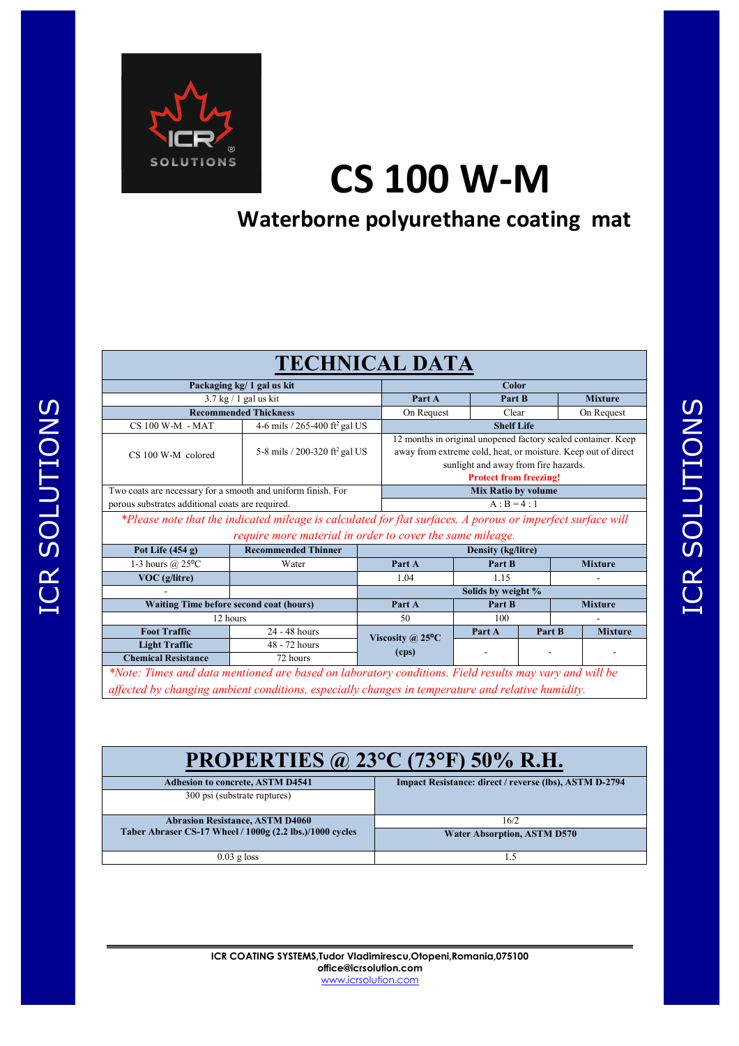# CS 100 W-M

## Waterborne polyurethane coating mat

## TECHNICAL DATA

| Packaging kg/ 1 gal us kit | | Color | | |
|---|---|---|---|---|
| 3.7 kg / 1 gal us kit | | Part A | Part B | Mixture |
| Recommended Thickness | | On Request | Clear | On Request |
| CS 100 W-M - MAT | 4-6 mils / 265-400 ft² gal US | Shelf Life | | |
| CS 100 W-M colored | 5-8 mils / 200-320 ft² gal US | 12 months in original unopened factory sealed container. Keep away from extreme cold, heat, or moisture. Keep out of direct sunlight and away from fire hazards. **Protect from freezing!** | | |
| Two coats are necessary for a smooth and uniform finish. For porous substrates additional coats are required. | | Mix Ratio by volume | | |
| | | A : B = 4 : 1 | | |

*\*Please note that the indicated mileage is calculated for flat surfaces. A porous or imperfect surface will require more material in order to cover the same mileage.*

| Pot Life (454 g) | Recommended Thinner | Density (kg/litre) | | | | |
|---|---|---|---|---|---|---|
| 1-3 hours @ 25°C | Water | Part A | | Part B | | Mixture |
| VOC (g/litre) | | 1.04 | | 1.15 | | - |
| - | | Solids by weight % | | | | |
| Waiting Time before second coat (hours) | | Part A | | Part B | | Mixture |
| 12 hours | | 50 | | 100 | | - |
| Foot Traffic | 24 - 48 hours | Viscosity @ 25°C (cps) | Part A | | Part B | Mixture |
| Light Traffic | 48 - 72 hours | | - | | - | - |
| Chemical Resistance | 72 hours | | | | | |

*\*Note: Times and data mentioned are based on laboratory conditions. Field results may vary and will be affected by changing ambient conditions, especially changes in temperature and relative humidity.*

## PROPERTIES @ 23°C (73°F) 50% R.H.

| Adhesion to concrete, ASTM D4541 | Impact Resistance: direct / reverse (lbs), ASTM D-2794 |
|---|---|
| 300 psi (substrate ruptures) | |
| Abrasion Resistance, ASTM D4060<br>Taber Abraser CS-17 Wheel / 1000g (2.2 lbs.)/1000 cycles | 16/2 |
| | Water Absorption, ASTM D570 |
| 0.03 g loss | 1.5 |

ICR COATING SYSTEMS,Tudor Vladimirescu,Otopeni,Romania,075100
office@icrsolution.com
www.icrsolution.com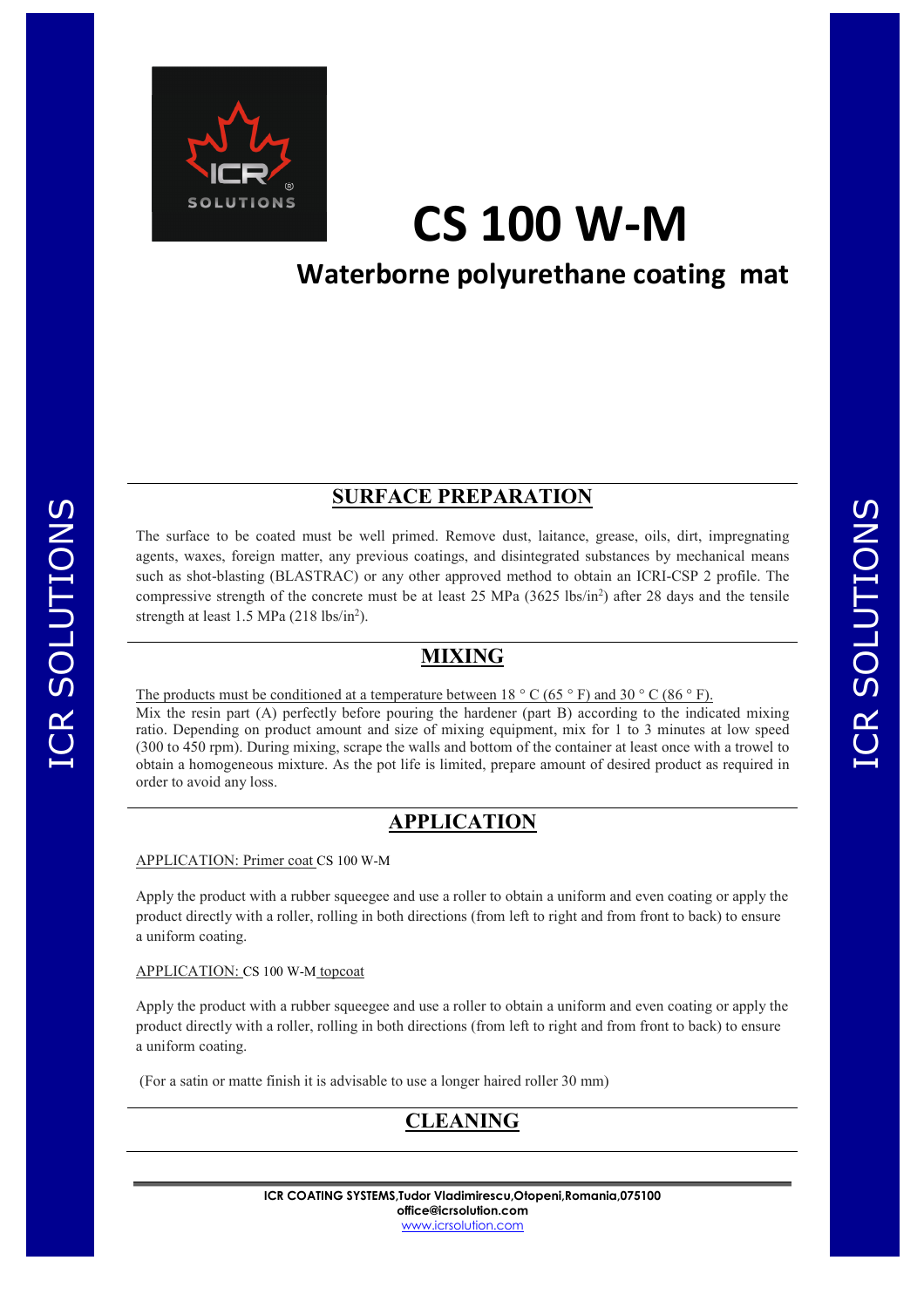# CS 100 W-M

## Waterborne polyurethane coating mat

## SURFACE PREPARATION

The surface to be coated must be well primed. Remove dust, laitance, grease, oils, dirt, impregnating agents, waxes, foreign matter, any previous coatings, and disintegrated substances by mechanical means such as shot-blasting (BLASTRAC) or any other approved method to obtain an ICRI-CSP 2 profile. The compressive strength of the concrete must be at least 25 MPa (3625 lbs/in$^2$) after 28 days and the tensile strength at least 1.5 MPa (218 lbs/in$^2$).

## MIXING

The products must be conditioned at a temperature between 18 ° C (65 ° F) and 30 ° C (86 ° F).
Mix the resin part (A) perfectly before pouring the hardener (part B) according to the indicated mixing ratio. Depending on product amount and size of mixing equipment, mix for 1 to 3 minutes at low speed (300 to 450 rpm). During mixing, scrape the walls and bottom of the container at least once with a trowel to obtain a homogeneous mixture. As the pot life is limited, prepare amount of desired product as required in order to avoid any loss.

## APPLICATION

APPLICATION: Primer coat CS 100 W-M

Apply the product with a rubber squeegee and use a roller to obtain a uniform and even coating or apply the product directly with a roller, rolling in both directions (from left to right and from front to back) to ensure a uniform coating.

APPLICATION: CS 100 W-M topcoat

Apply the product with a rubber squeegee and use a roller to obtain a uniform and even coating or apply the product directly with a roller, rolling in both directions (from left to right and from front to back) to ensure a uniform coating.

(For a satin or matte finish it is advisable to use a longer haired roller 30 mm)

## CLEANING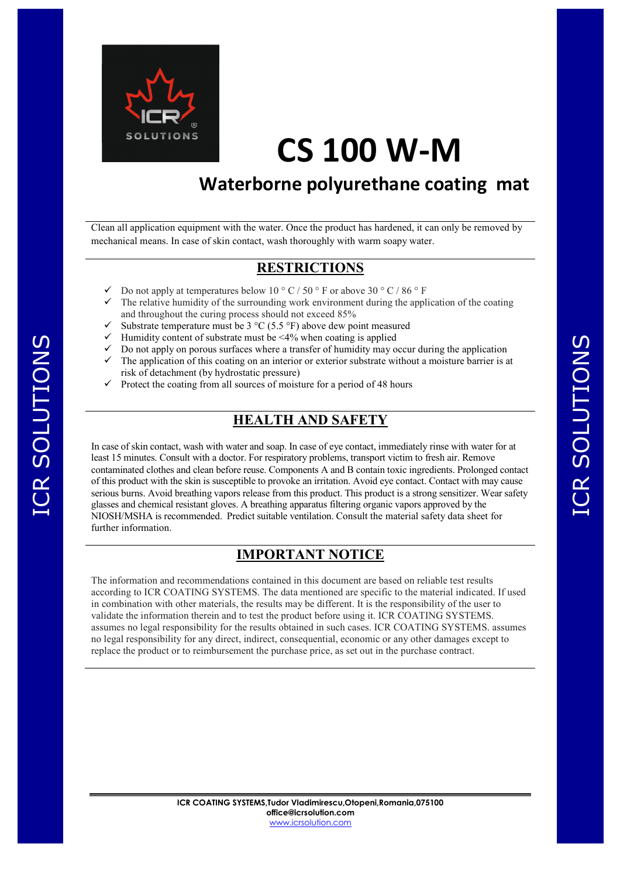# CS 100 W-M

## Waterborne polyurethane coating mat

Clean all application equipment with the water. Once the product has hardened, it can only be removed by mechanical means. In case of skin contact, wash thoroughly with warm soapy water.

## RESTRICTIONS

- ✓ Do not apply at temperatures below 10 ° C / 50 ° F or above 30 ° C / 86 ° F
- ✓ The relative humidity of the surrounding work environment during the application of the coating and throughout the curing process should not exceed 85%
- ✓ Substrate temperature must be 3 °C (5.5 °F) above dew point measured
- ✓ Humidity content of substrate must be <4% when coating is applied
- ✓ Do not apply on porous surfaces where a transfer of humidity may occur during the application
- ✓ The application of this coating on an interior or exterior substrate without a moisture barrier is at risk of detachment (by hydrostatic pressure)
- ✓ Protect the coating from all sources of moisture for a period of 48 hours

## HEALTH AND SAFETY

In case of skin contact, wash with water and soap. In case of eye contact, immediately rinse with water for at least 15 minutes. Consult with a doctor. For respiratory problems, transport victim to fresh air. Remove contaminated clothes and clean before reuse. Components A and B contain toxic ingredients. Prolonged contact of this product with the skin is susceptible to provoke an irritation. Avoid eye contact. Contact with may cause serious burns. Avoid breathing vapors release from this product. This product is a strong sensitizer. Wear safety glasses and chemical resistant gloves. A breathing apparatus filtering organic vapors approved by the NIOSH/MSHA is recommended. Predict suitable ventilation. Consult the material safety data sheet for further information.

## IMPORTANT NOTICE

The information and recommendations contained in this document are based on reliable test results according to ICR COATING SYSTEMS. The data mentioned are specific to the material indicated. If used in combination with other materials, the results may be different. It is the responsibility of the user to validate the information therein and to test the product before using it. ICR COATING SYSTEMS. assumes no legal responsibility for the results obtained in such cases. ICR COATING SYSTEMS. assumes no legal responsibility for any direct, indirect, consequential, economic or any other damages except to replace the product or to reimbursement the purchase price, as set out in the purchase contract.